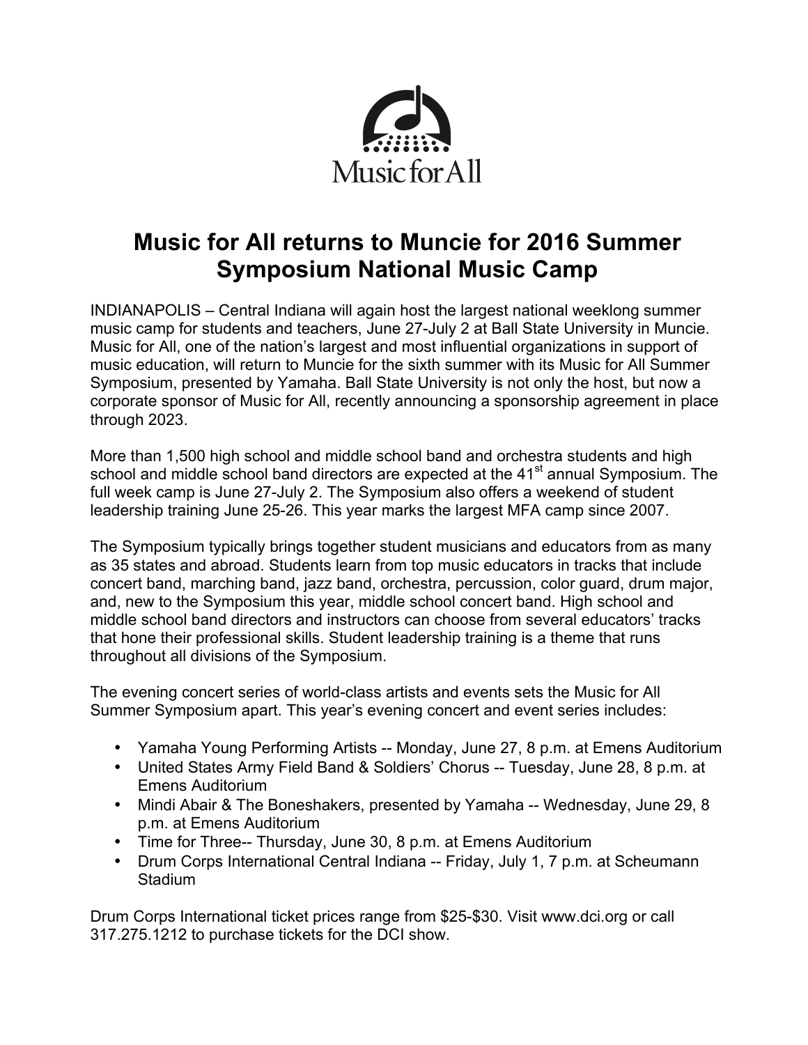Music for All

# Music for All returns to Muncie for 2016 Summer Symposium National Music Camp

INDIANAPOLIS – Central Indiana will again host the largest national weeklong summer music camp for students and teachers, June 27-July 2 at Ball State University in Muncie. Music for All, one of the nation's largest and most influential organizations in support of music education, will return to Muncie for the sixth summer with its Music for All Summer Symposium, presented by Yamaha. Ball State University is not only the host, but now a corporate sponsor of Music for All, recently announcing a sponsorship agreement in place through 2023.

More than 1,500 high school and middle school band and orchestra students and high school and middle school band directors are expected at the 41st annual Symposium. The full week camp is June 27-July 2. The Symposium also offers a weekend of student leadership training June 25-26. This year marks the largest MFA camp since 2007.

The Symposium typically brings together student musicians and educators from as many as 35 states and abroad. Students learn from top music educators in tracks that include concert band, marching band, jazz band, orchestra, percussion, color guard, drum major, and, new to the Symposium this year, middle school concert band. High school and middle school band directors and instructors can choose from several educators' tracks that hone their professional skills. Student leadership training is a theme that runs throughout all divisions of the Symposium.

The evening concert series of world-class artists and events sets the Music for All Summer Symposium apart. This year's evening concert and event series includes:

- Yamaha Young Performing Artists -- Monday, June 27, 8 p.m. at Emens Auditorium
- United States Army Field Band & Soldiers' Chorus -- Tuesday, June 28, 8 p.m. at Emens Auditorium
- Mindi Abair & The Boneshakers, presented by Yamaha -- Wednesday, June 29, 8 p.m. at Emens Auditorium
- Time for Three-- Thursday, June 30, 8 p.m. at Emens Auditorium
- Drum Corps International Central Indiana -- Friday, July 1, 7 p.m. at Scheumann Stadium

Drum Corps International ticket prices range from $25-$30. Visit www.dci.org or call 317.275.1212 to purchase tickets for the DCI show.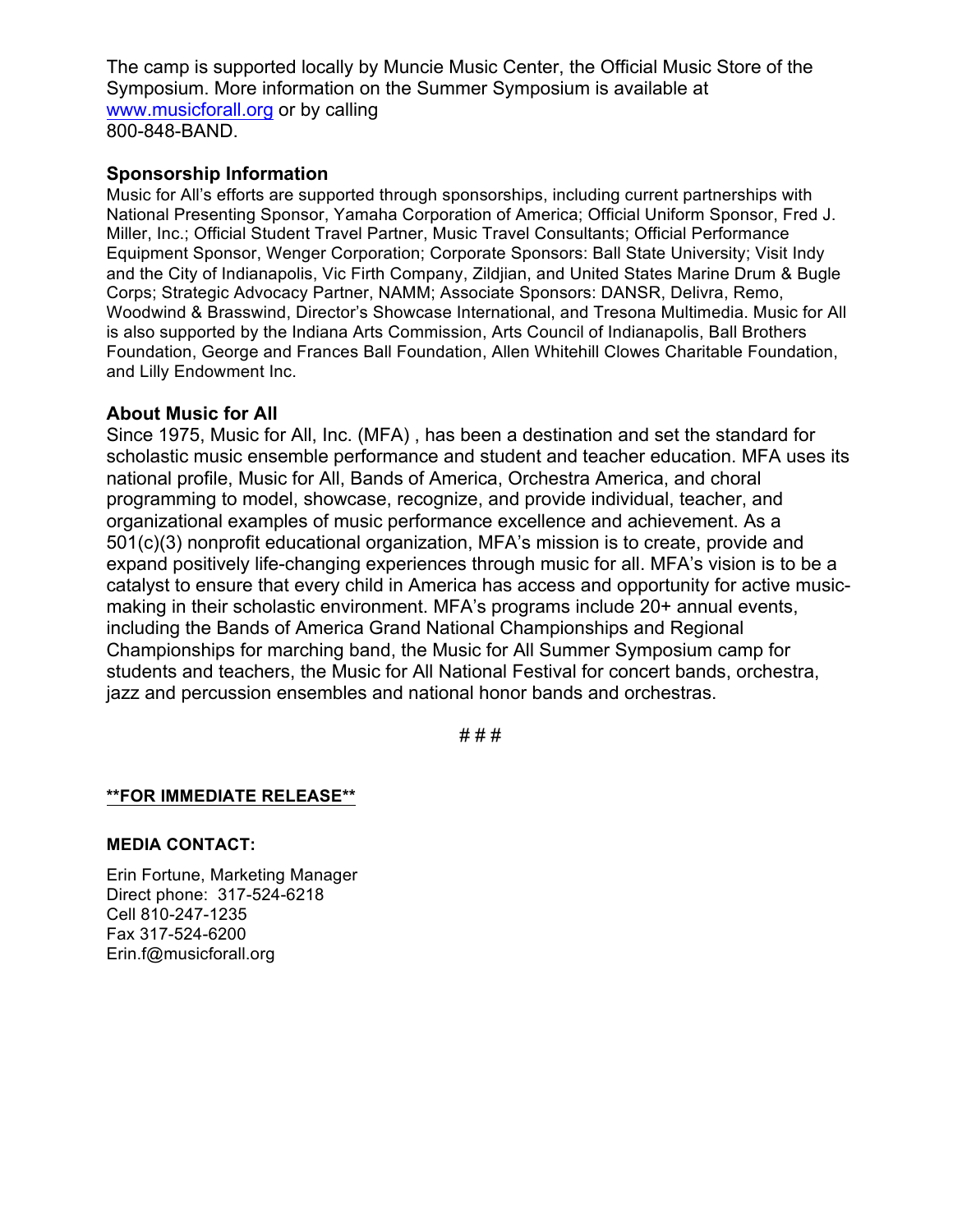The camp is supported locally by Muncie Music Center, the Official Music Store of the Symposium. More information on the Summer Symposium is available at www.musicforall.org or by calling
800-848-BAND.

**Sponsorship Information**

Music for All's efforts are supported through sponsorships, including current partnerships with National Presenting Sponsor, Yamaha Corporation of America; Official Uniform Sponsor, Fred J. Miller, Inc.; Official Student Travel Partner, Music Travel Consultants; Official Performance Equipment Sponsor, Wenger Corporation; Corporate Sponsors: Ball State University; Visit Indy and the City of Indianapolis, Vic Firth Company, Zildjian, and United States Marine Drum & Bugle Corps; Strategic Advocacy Partner, NAMM; Associate Sponsors: DANSR, Delivra, Remo, Woodwind & Brasswind, Director's Showcase International, and Tresona Multimedia. Music for All is also supported by the Indiana Arts Commission, Arts Council of Indianapolis, Ball Brothers Foundation, George and Frances Ball Foundation, Allen Whitehill Clowes Charitable Foundation, and Lilly Endowment Inc.

**About Music for All**

Since 1975, Music for All, Inc. (MFA) , has been a destination and set the standard for scholastic music ensemble performance and student and teacher education. MFA uses its national profile, Music for All, Bands of America, Orchestra America, and choral programming to model, showcase, recognize, and provide individual, teacher, and organizational examples of music performance excellence and achievement. As a 501(c)(3) nonprofit educational organization, MFA's mission is to create, provide and expand positively life-changing experiences through music for all. MFA's vision is to be a catalyst to ensure that every child in America has access and opportunity for active music-making in their scholastic environment. MFA's programs include 20+ annual events, including the Bands of America Grand National Championships and Regional Championships for marching band, the Music for All Summer Symposium camp for students and teachers, the Music for All National Festival for concert bands, orchestra, jazz and percussion ensembles and national honor bands and orchestras.

# # #

**\*\*FOR IMMEDIATE RELEASE\*\***

**MEDIA CONTACT:**

Erin Fortune, Marketing Manager
Direct phone: 317-524-6218
Cell 810-247-1235
Fax 317-524-6200
Erin.f@musicforall.org